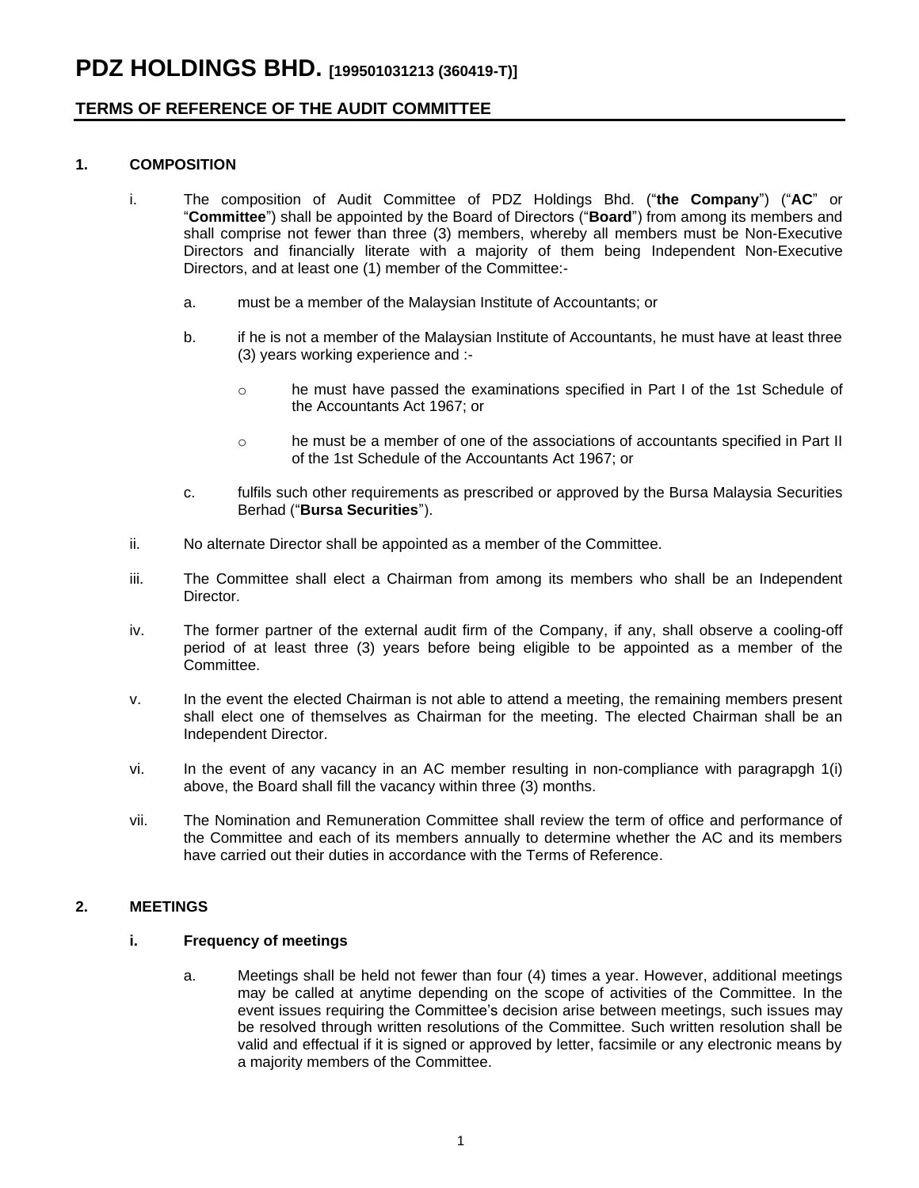# PDZ HOLDINGS BHD. [199501031213 (360419-T)]

## TERMS OF REFERENCE OF THE AUDIT COMMITTEE

### 1. COMPOSITION

i. The composition of Audit Committee of PDZ Holdings Bhd. ("**the Company**") ("**AC**" or "**Committee**") shall be appointed by the Board of Directors ("**Board**") from among its members and shall comprise not fewer than three (3) members, whereby all members must be Non-Executive Directors and financially literate with a majority of them being Independent Non-Executive Directors, and at least one (1) member of the Committee:-

   a. must be a member of the Malaysian Institute of Accountants; or

   b. if he is not a member of the Malaysian Institute of Accountants, he must have at least three (3) years working experience and :-

      - he must have passed the examinations specified in Part I of the 1st Schedule of the Accountants Act 1967; or

      - he must be a member of one of the associations of accountants specified in Part II of the 1st Schedule of the Accountants Act 1967; or

   c. fulfils such other requirements as prescribed or approved by the Bursa Malaysia Securities Berhad ("**Bursa Securities**").

ii. No alternate Director shall be appointed as a member of the Committee.

iii. The Committee shall elect a Chairman from among its members who shall be an Independent Director.

iv. The former partner of the external audit firm of the Company, if any, shall observe a cooling-off period of at least three (3) years before being eligible to be appointed as a member of the Committee.

v. In the event the elected Chairman is not able to attend a meeting, the remaining members present shall elect one of themselves as Chairman for the meeting. The elected Chairman shall be an Independent Director.

vi. In the event of any vacancy in an AC member resulting in non-compliance with paragrapgh 1(i) above, the Board shall fill the vacancy within three (3) months.

vii. The Nomination and Remuneration Committee shall review the term of office and performance of the Committee and each of its members annually to determine whether the AC and its members have carried out their duties in accordance with the Terms of Reference.

### 2. MEETINGS

#### i. Frequency of meetings

   a. Meetings shall be held not fewer than four (4) times a year. However, additional meetings may be called at anytime depending on the scope of activities of the Committee. In the event issues requiring the Committee's decision arise between meetings, such issues may be resolved through written resolutions of the Committee. Such written resolution shall be valid and effectual if it is signed or approved by letter, facsimile or any electronic means by a majority members of the Committee.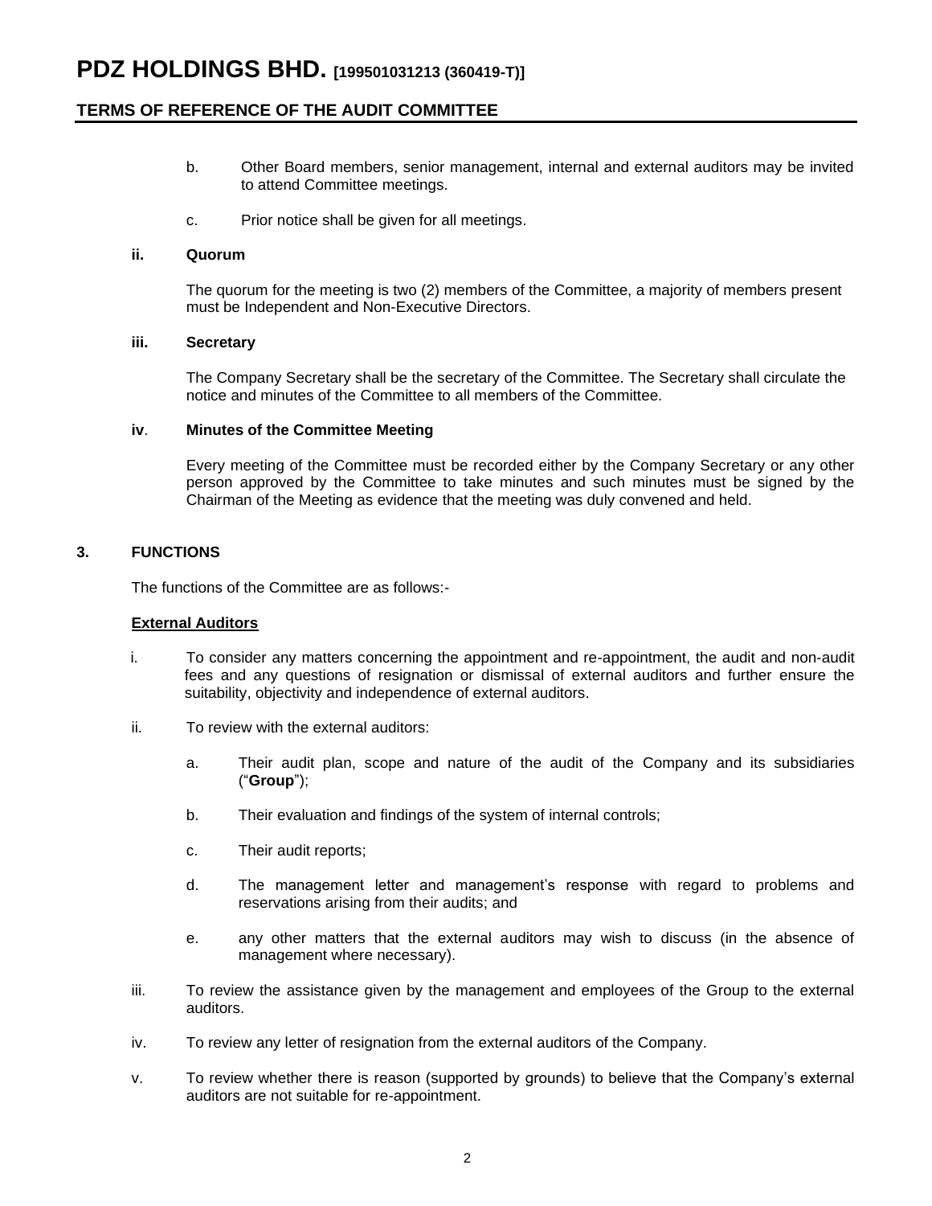b. Other Board members, senior management, internal and external auditors may be invited to attend Committee meetings.

c. Prior notice shall be given for all meetings.

**ii. Quorum**

The quorum for the meeting is two (2) members of the Committee, a majority of members present must be Independent and Non-Executive Directors.

**iii. Secretary**

The Company Secretary shall be the secretary of the Committee. The Secretary shall circulate the notice and minutes of the Committee to all members of the Committee.

**iv. Minutes of the Committee Meeting**

Every meeting of the Committee must be recorded either by the Company Secretary or any other person approved by the Committee to take minutes and such minutes must be signed by the Chairman of the Meeting as evidence that the meeting was duly convened and held.

## 3. FUNCTIONS

The functions of the Committee are as follows:-

**External Auditors**

i. To consider any matters concerning the appointment and re-appointment, the audit and non-audit fees and any questions of resignation or dismissal of external auditors and further ensure the suitability, objectivity and independence of external auditors.

ii. To review with the external auditors:

a. Their audit plan, scope and nature of the audit of the Company and its subsidiaries ("**Group**");

b. Their evaluation and findings of the system of internal controls;

c. Their audit reports;

d. The management letter and management's response with regard to problems and reservations arising from their audits; and

e. any other matters that the external auditors may wish to discuss (in the absence of management where necessary).

iii. To review the assistance given by the management and employees of the Group to the external auditors.

iv. To review any letter of resignation from the external auditors of the Company.

v. To review whether there is reason (supported by grounds) to believe that the Company's external auditors are not suitable for re-appointment.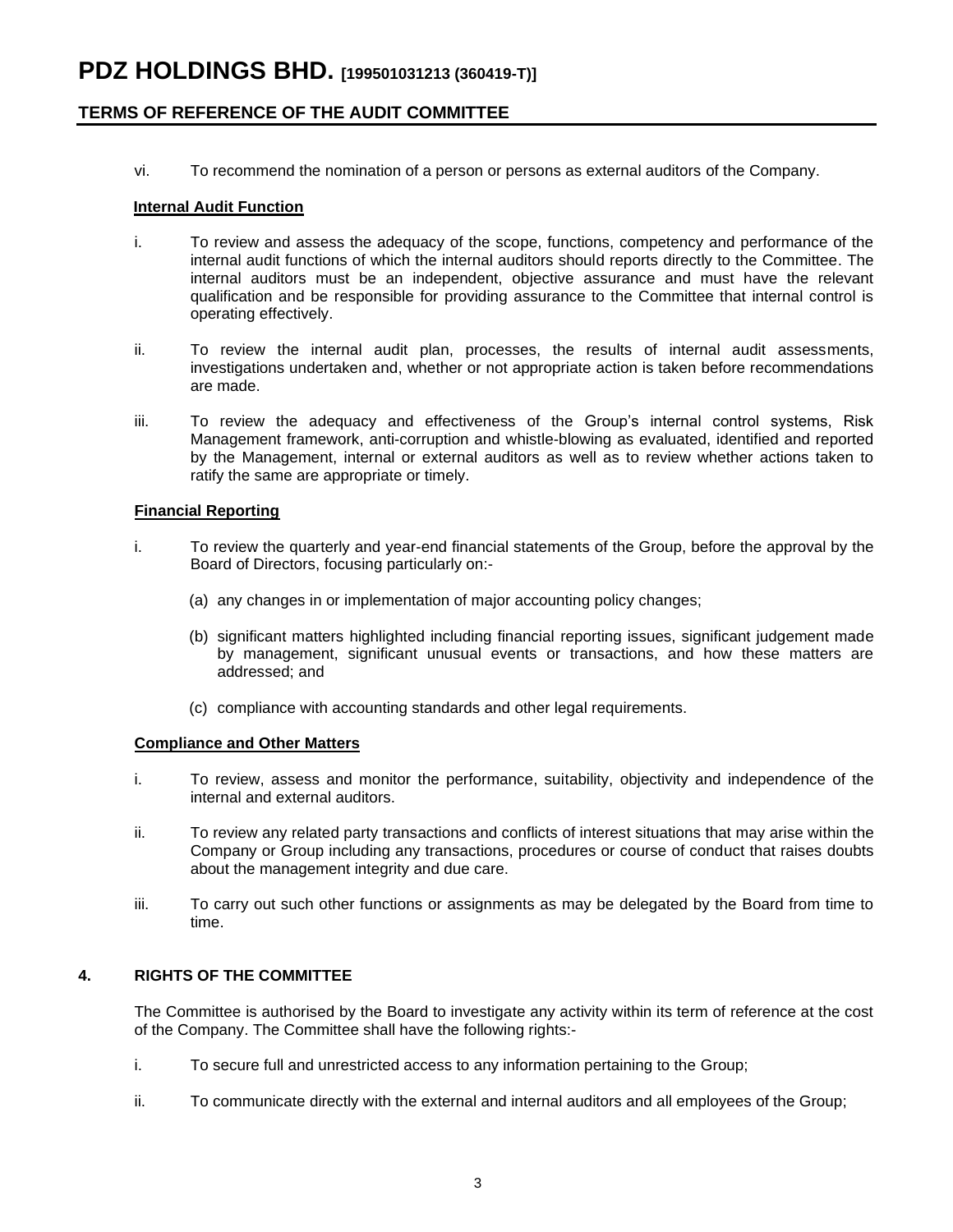vi. To recommend the nomination of a person or persons as external auditors of the Company.

**Internal Audit Function**

i. To review and assess the adequacy of the scope, functions, competency and performance of the internal audit functions of which the internal auditors should reports directly to the Committee. The internal auditors must be an independent, objective assurance and must have the relevant qualification and be responsible for providing assurance to the Committee that internal control is operating effectively.

ii. To review the internal audit plan, processes, the results of internal audit assessments, investigations undertaken and, whether or not appropriate action is taken before recommendations are made.

iii. To review the adequacy and effectiveness of the Group's internal control systems, Risk Management framework, anti-corruption and whistle-blowing as evaluated, identified and reported by the Management, internal or external auditors as well as to review whether actions taken to ratify the same are appropriate or timely.

**Financial Reporting**

i. To review the quarterly and year-end financial statements of the Group, before the approval by the Board of Directors, focusing particularly on:-

(a) any changes in or implementation of major accounting policy changes;

(b) significant matters highlighted including financial reporting issues, significant judgement made by management, significant unusual events or transactions, and how these matters are addressed; and

(c) compliance with accounting standards and other legal requirements.

**Compliance and Other Matters**

i. To review, assess and monitor the performance, suitability, objectivity and independence of the internal and external auditors.

ii. To review any related party transactions and conflicts of interest situations that may arise within the Company or Group including any transactions, procedures or course of conduct that raises doubts about the management integrity and due care.

iii. To carry out such other functions or assignments as may be delegated by the Board from time to time.

## 4. RIGHTS OF THE COMMITTEE

The Committee is authorised by the Board to investigate any activity within its term of reference at the cost of the Company. The Committee shall have the following rights:-

i. To secure full and unrestricted access to any information pertaining to the Group;

ii. To communicate directly with the external and internal auditors and all employees of the Group;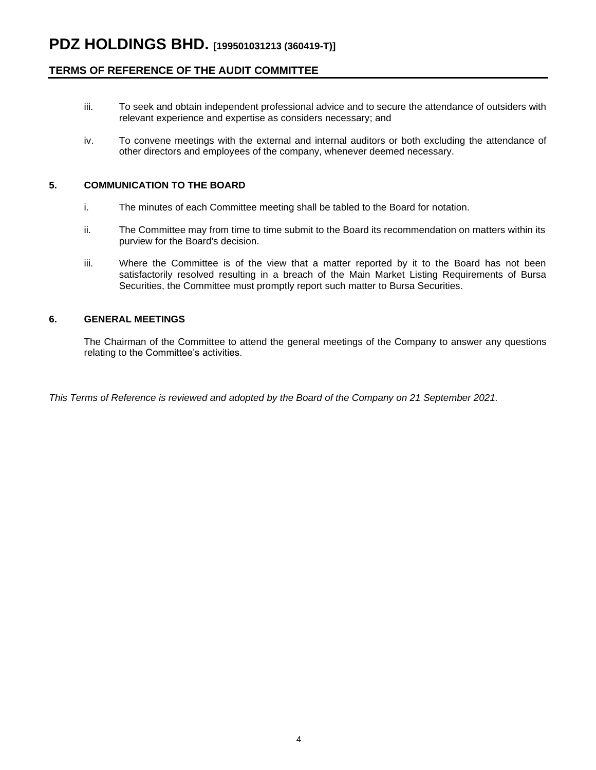iii. To seek and obtain independent professional advice and to secure the attendance of outsiders with relevant experience and expertise as considers necessary; and

iv. To convene meetings with the external and internal auditors or both excluding the attendance of other directors and employees of the company, whenever deemed necessary.

## 5. COMMUNICATION TO THE BOARD

i. The minutes of each Committee meeting shall be tabled to the Board for notation.

ii. The Committee may from time to time submit to the Board its recommendation on matters within its purview for the Board's decision.

iii. Where the Committee is of the view that a matter reported by it to the Board has not been satisfactorily resolved resulting in a breach of the Main Market Listing Requirements of Bursa Securities, the Committee must promptly report such matter to Bursa Securities.

## 6. GENERAL MEETINGS

The Chairman of the Committee to attend the general meetings of the Company to answer any questions relating to the Committee's activities.

*This Terms of Reference is reviewed and adopted by the Board of the Company on 21 September 2021.*